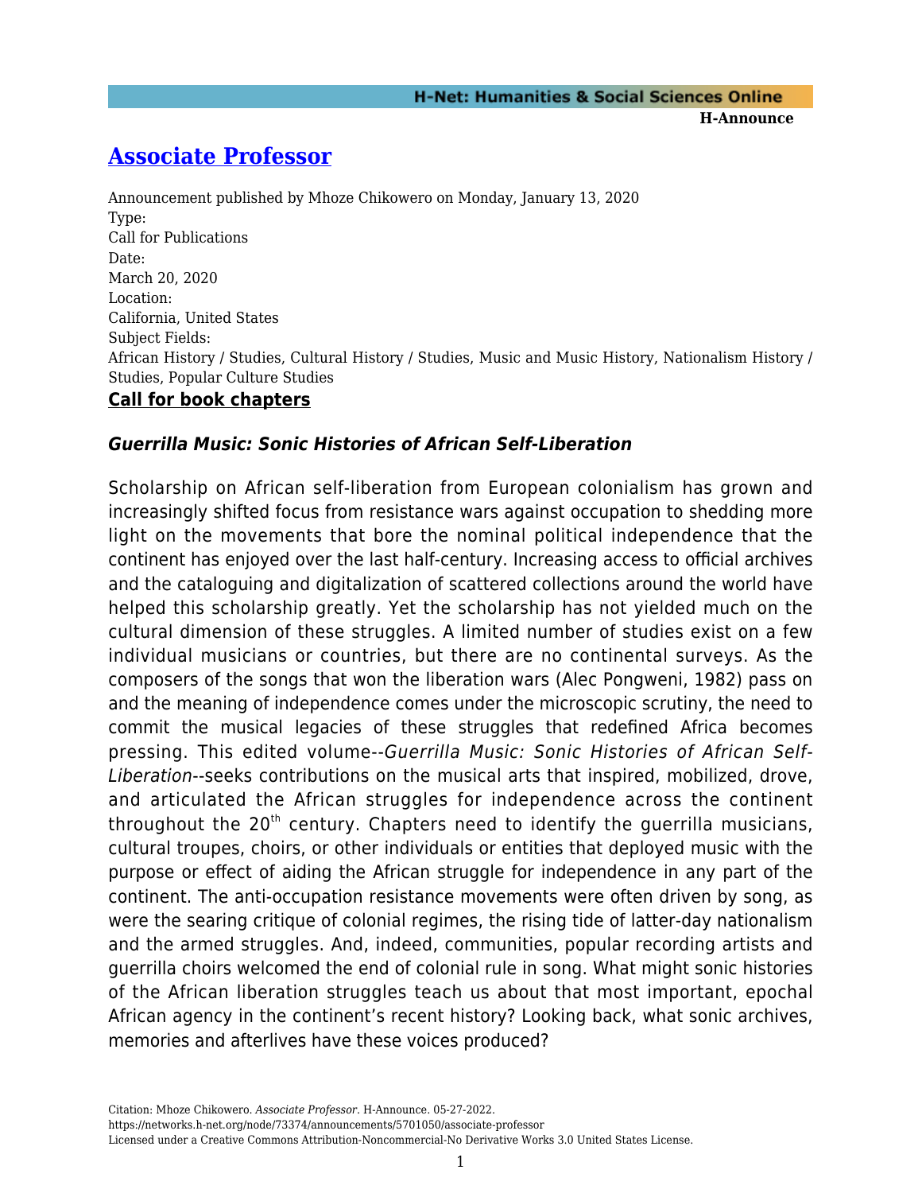# [Associate Professor](https://networks.h-net.org/node/73374/announcements/5701050/associate-professor)

Announcement published by Mhoze Chikowero on Monday, January 13, 2020
Type:
Call for Publications
Date:
March 20, 2020
Location:
California, United States
Subject Fields:
African History / Studies, Cultural History / Studies, Music and Music History, Nationalism History / Studies, Popular Culture Studies

**Call for book chapters**

### *Guerrilla Music: Sonic Histories of African Self-Liberation*

Scholarship on African self-liberation from European colonialism has grown and increasingly shifted focus from resistance wars against occupation to shedding more light on the movements that bore the nominal political independence that the continent has enjoyed over the last half-century. Increasing access to official archives and the cataloguing and digitalization of scattered collections around the world have helped this scholarship greatly. Yet the scholarship has not yielded much on the cultural dimension of these struggles. A limited number of studies exist on a few individual musicians or countries, but there are no continental surveys. As the composers of the songs that won the liberation wars (Alec Pongweni, 1982) pass on and the meaning of independence comes under the microscopic scrutiny, the need to commit the musical legacies of these struggles that redefined Africa becomes pressing. This edited volume--*Guerrilla Music: Sonic Histories of African Self-Liberation*--seeks contributions on the musical arts that inspired, mobilized, drove, and articulated the African struggles for independence across the continent throughout the 20th century. Chapters need to identify the guerrilla musicians, cultural troupes, choirs, or other individuals or entities that deployed music with the purpose or effect of aiding the African struggle for independence in any part of the continent. The anti-occupation resistance movements were often driven by song, as were the searing critique of colonial regimes, the rising tide of latter-day nationalism and the armed struggles. And, indeed, communities, popular recording artists and guerrilla choirs welcomed the end of colonial rule in song. What might sonic histories of the African liberation struggles teach us about that most important, epochal African agency in the continent's recent history? Looking back, what sonic archives, memories and afterlives have these voices produced?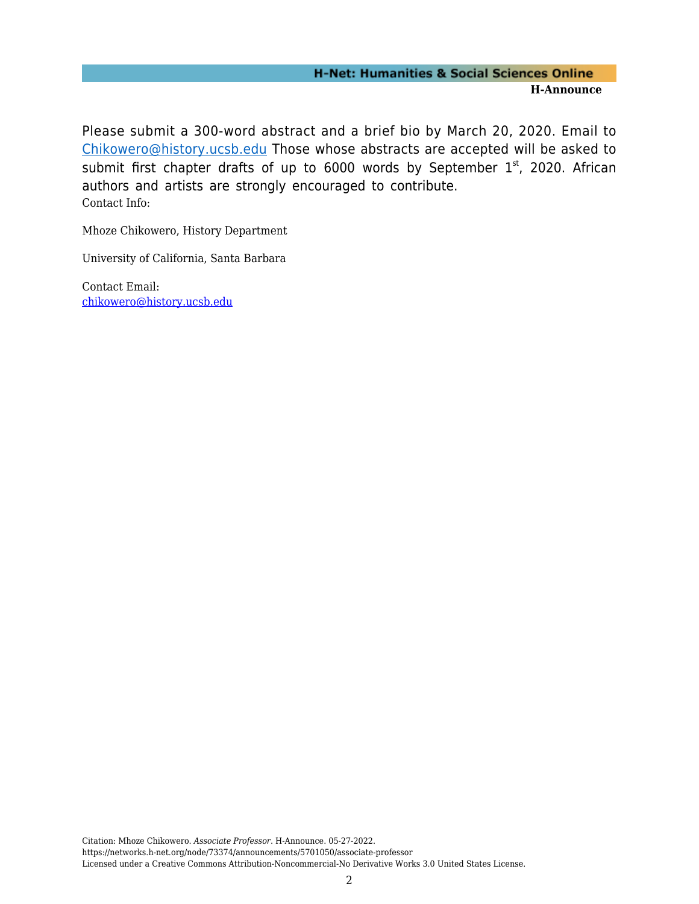Please submit a 300-word abstract and a brief bio by March 20, 2020. Email to Chikowero@history.ucsb.edu Those whose abstracts are accepted will be asked to submit first chapter drafts of up to 6000 words by September 1st, 2020. African authors and artists are strongly encouraged to contribute.

Contact Info:

Mhoze Chikowero, History Department

University of California, Santa Barbara

Contact Email:
chikowero@history.ucsb.edu

Citation: Mhoze Chikowero. *Associate Professor*. H-Announce. 05-27-2022.
https://networks.h-net.org/node/73374/announcements/5701050/associate-professor
Licensed under a Creative Commons Attribution-Noncommercial-No Derivative Works 3.0 United States License.